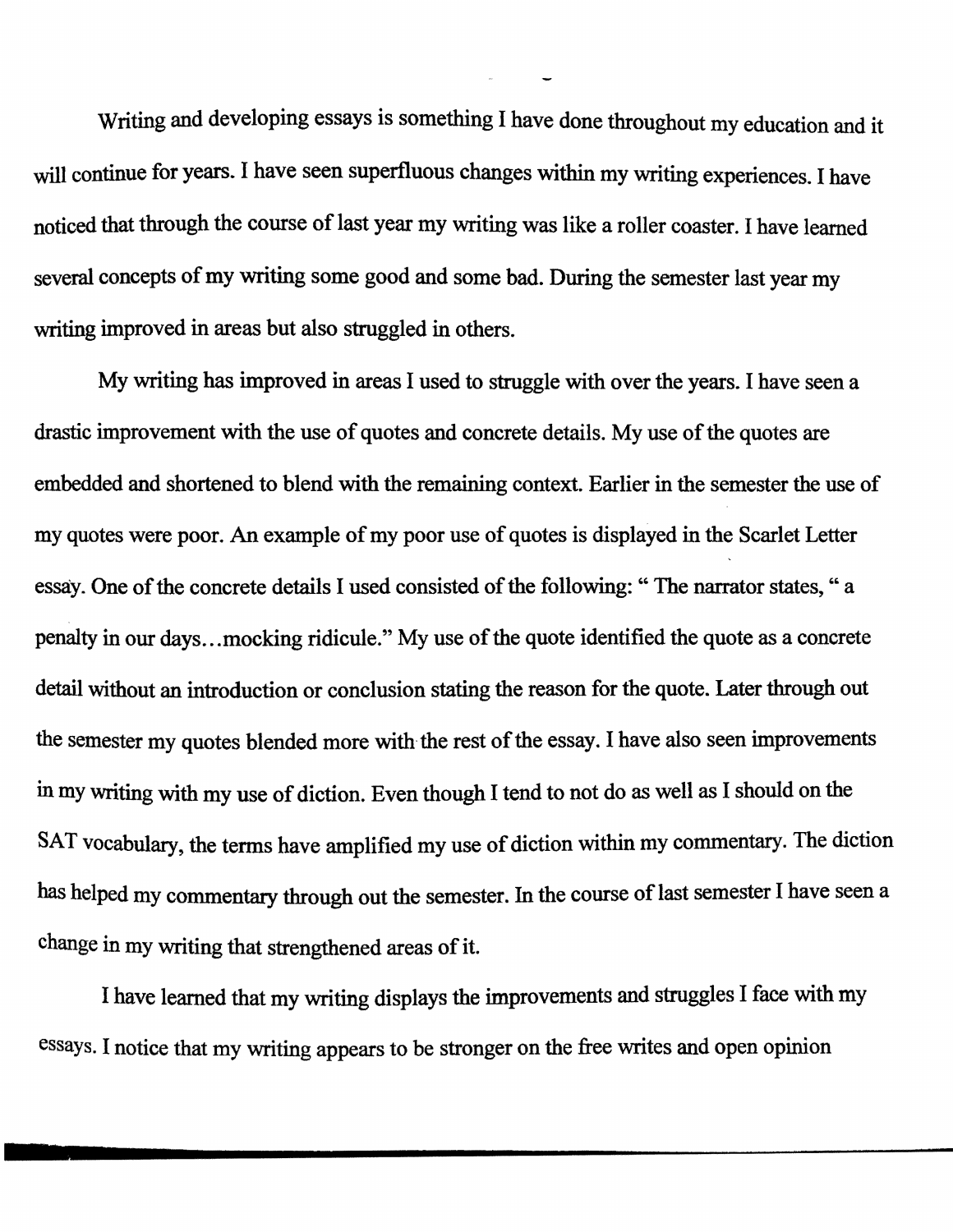Writing and developing essays is something I have done throughout my education and it will continue for years. I have seen superfluous changes within my writing experiences. I have noticed that through the course of last year my writing was like a roller coaster. I have learned several concepts of my writing some good and some bad. During the semester last year my writing improved in areas but also struggled in others.

My writing has improved in areas I used to struggle with over the years. I have seen a drastic improvement with the use of quotes and concrete details. My use of the quotes are embedded and shortened to blend with the remaining context. Earlier in the semester the use of my quotes were poor. An example of my poor use of quotes is displayed in the Scarlet Letter essay. One of the concrete details I used consisted of the following: " The narrator states, " a penalty in our days…mocking ridicule." My use of the quote identified the quote as a concrete detail without an introduction or conclusion stating the reason for the quote. Later through out the semester my quotes blended more with the rest of the essay. I have also seen improvements in my writing with my use of diction. Even though I tend to not do as well as I should on the SAT vocabulary, the terms have amplified my use of diction within my commentary. The diction has helped my commentary through out the semester. In the course of last semester I have seen a change in my writing that strengthened areas of it.

I have learned that my writing displays the improvements and struggles I face with my essays. I notice that my writing appears to be stronger on the free writes and open opinion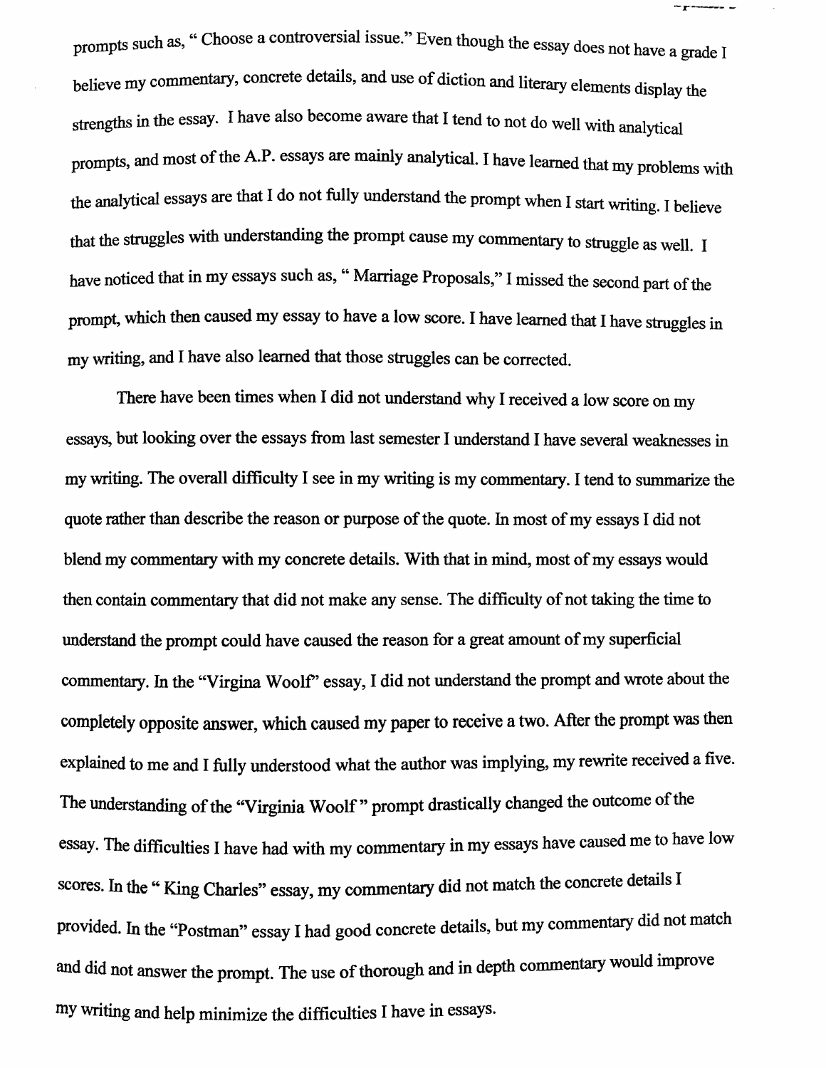prompts such as, " Choose a controversial issue." Even though the essay does not have a grade I believe my commentary, concrete details, and use of diction and literary elements display the strengths in the essay. I have also become aware that I tend to not do well with analytical prompts, and most of the A.P. essays are mainly analytical. I have learned that my problems with the analytical essays are that I do not fully understand the prompt when I start writing. I believe that the struggles with understanding the prompt cause my commentary to struggle as well. I have noticed that in my essays such as, " Marriage Proposals," I missed the second part of the prompt, which then caused my essay to have a low score. I have learned that I have struggles in my writing, and I have also learned that those struggles can be corrected.

There have been times when I did not understand why I received a low score on my essays, but looking over the essays from last semester I understand I have several weaknesses in my writing. The overall difficulty I see in my writing is my commentary. I tend to summarize the quote rather than describe the reason or purpose of the quote. In most of my essays I did not blend my commentary with my concrete details. With that in mind, most of my essays would then contain commentary that did not make any sense. The difficulty of not taking the time to understand the prompt could have caused the reason for a great amount of my superficial commentary. In the "Virgina Woolf" essay, I did not understand the prompt and wrote about the completely opposite answer, which caused my paper to receive a two. After the prompt was then explained to me and I fully understood what the author was implying, my rewrite received a five. The understanding of the "Virginia Woolf " prompt drastically changed the outcome of the essay. The difficulties I have had with my commentary in my essays have caused me to have low scores. In the " King Charles" essay, my commentary did not match the concrete details I provided. In the "Postman" essay I had good concrete details, but my commentary did not match and did not answer the prompt. The use of thorough and in depth commentary would improve my writing and help minimize the difficulties I have in essays.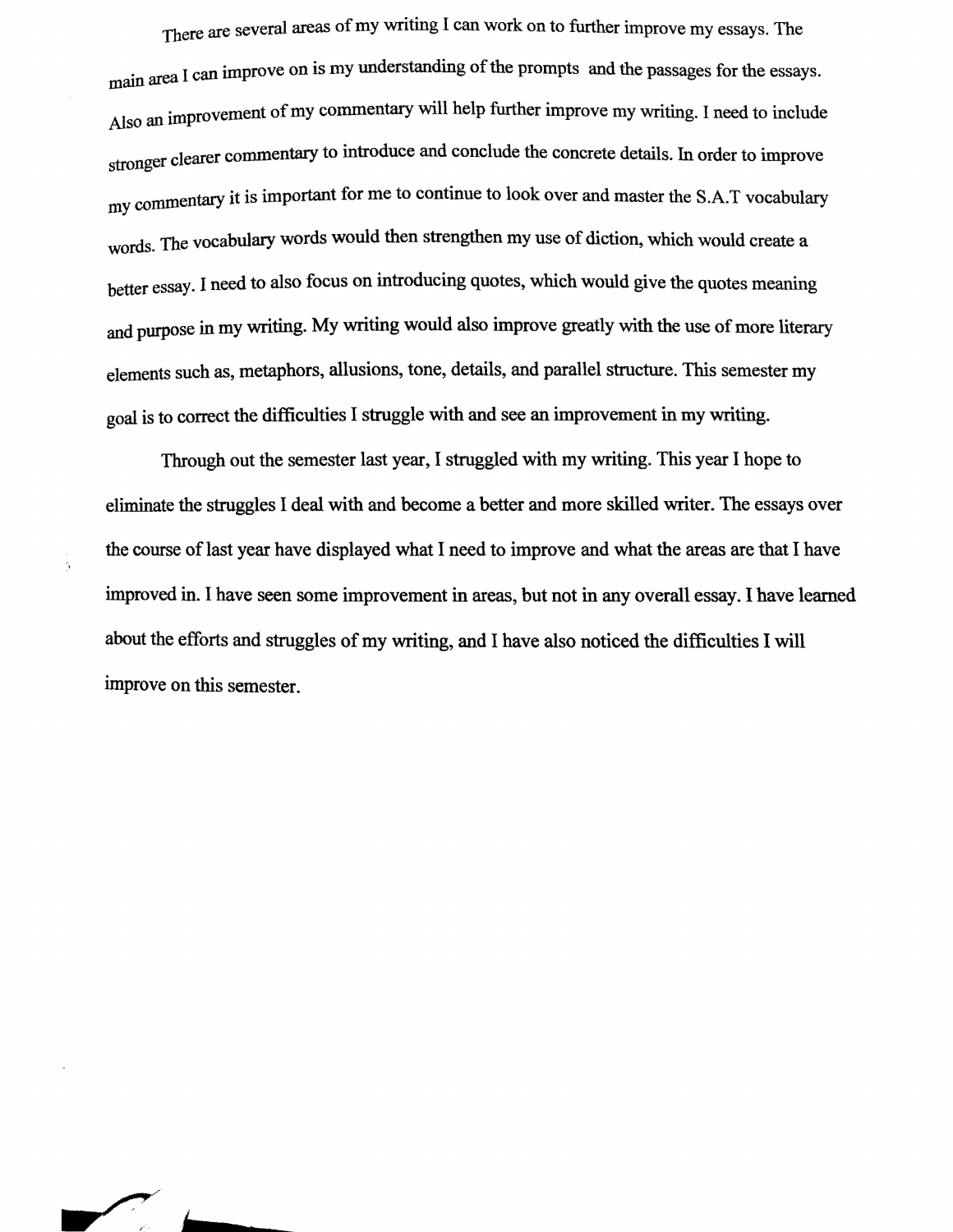There are several areas of my writing I can work on to further improve my essays. The main area I can improve on is my understanding of the prompts  and the passages for the essays. Also an improvement of my commentary will help further improve my writing. I need to include stronger clearer commentary to introduce and conclude the concrete details. In order to improve my commentary it is important for me to continue to look over and master the S.A.T vocabulary words. The vocabulary words would then strengthen my use of diction, which would create a better essay. I need to also focus on introducing quotes, which would give the quotes meaning and purpose in my writing. My writing would also improve greatly with the use of more literary elements such as, metaphors, allusions, tone, details, and parallel structure. This semester my goal is to correct the difficulties I struggle with and see an improvement in my writing.

Through out the semester last year, I struggled with my writing. This year I hope to eliminate the struggles I deal with and become a better and more skilled writer. The essays over the course of last year have displayed what I need to improve and what the areas are that I have improved in. I have seen some improvement in areas, but not in any overall essay. I have learned about the efforts and struggles of my writing, and I have also noticed the difficulties I will improve on this semester.